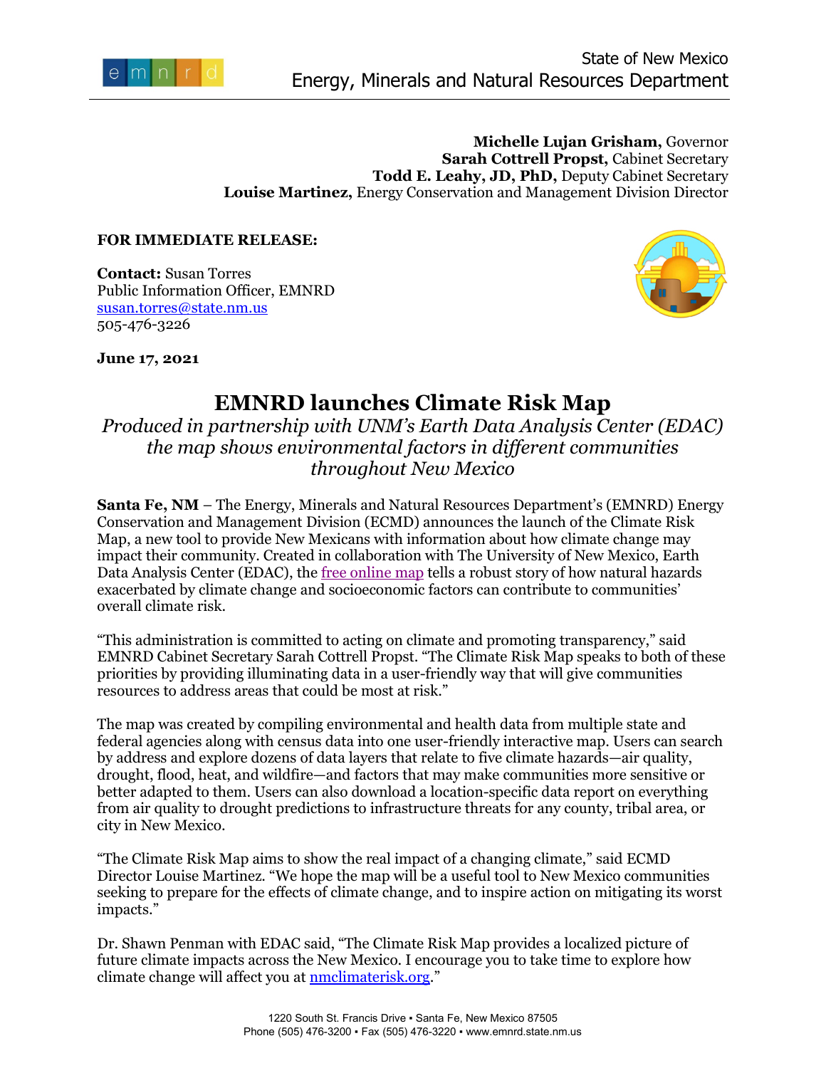State of New Mexico
Energy, Minerals and Natural Resources Department

**Michelle Lujan Grisham,** Governor
**Sarah Cottrell Propst,** Cabinet Secretary
**Todd E. Leahy, JD, PhD,** Deputy Cabinet Secretary
**Louise Martinez,** Energy Conservation and Management Division Director

**FOR IMMEDIATE RELEASE:**

**Contact:** Susan Torres
Public Information Officer, EMNRD
susan.torres@state.nm.us
505-476-3226

**June 17, 2021**

# EMNRD launches Climate Risk Map

*Produced in partnership with UNM's Earth Data Analysis Center (EDAC) the map shows environmental factors in different communities throughout New Mexico*

**Santa Fe, NM** – The Energy, Minerals and Natural Resources Department's (EMNRD) Energy Conservation and Management Division (ECMD) announces the launch of the Climate Risk Map, a new tool to provide New Mexicans with information about how climate change may impact their community. Created in collaboration with The University of New Mexico, Earth Data Analysis Center (EDAC), the free online map tells a robust story of how natural hazards exacerbated by climate change and socioeconomic factors can contribute to communities' overall climate risk.

"This administration is committed to acting on climate and promoting transparency," said EMNRD Cabinet Secretary Sarah Cottrell Propst. "The Climate Risk Map speaks to both of these priorities by providing illuminating data in a user-friendly way that will give communities resources to address areas that could be most at risk."

The map was created by compiling environmental and health data from multiple state and federal agencies along with census data into one user-friendly interactive map. Users can search by address and explore dozens of data layers that relate to five climate hazards—air quality, drought, flood, heat, and wildfire—and factors that may make communities more sensitive or better adapted to them. Users can also download a location-specific data report on everything from air quality to drought predictions to infrastructure threats for any county, tribal area, or city in New Mexico.

"The Climate Risk Map aims to show the real impact of a changing climate," said ECMD Director Louise Martinez. "We hope the map will be a useful tool to New Mexico communities seeking to prepare for the effects of climate change, and to inspire action on mitigating its worst impacts."

Dr. Shawn Penman with EDAC said, "The Climate Risk Map provides a localized picture of future climate impacts across the New Mexico. I encourage you to take time to explore how climate change will affect you at nmclimaterisk.org."

1220 South St. Francis Drive • Santa Fe, New Mexico 87505
Phone (505) 476-3200 • Fax (505) 476-3220 • www.emnrd.state.nm.us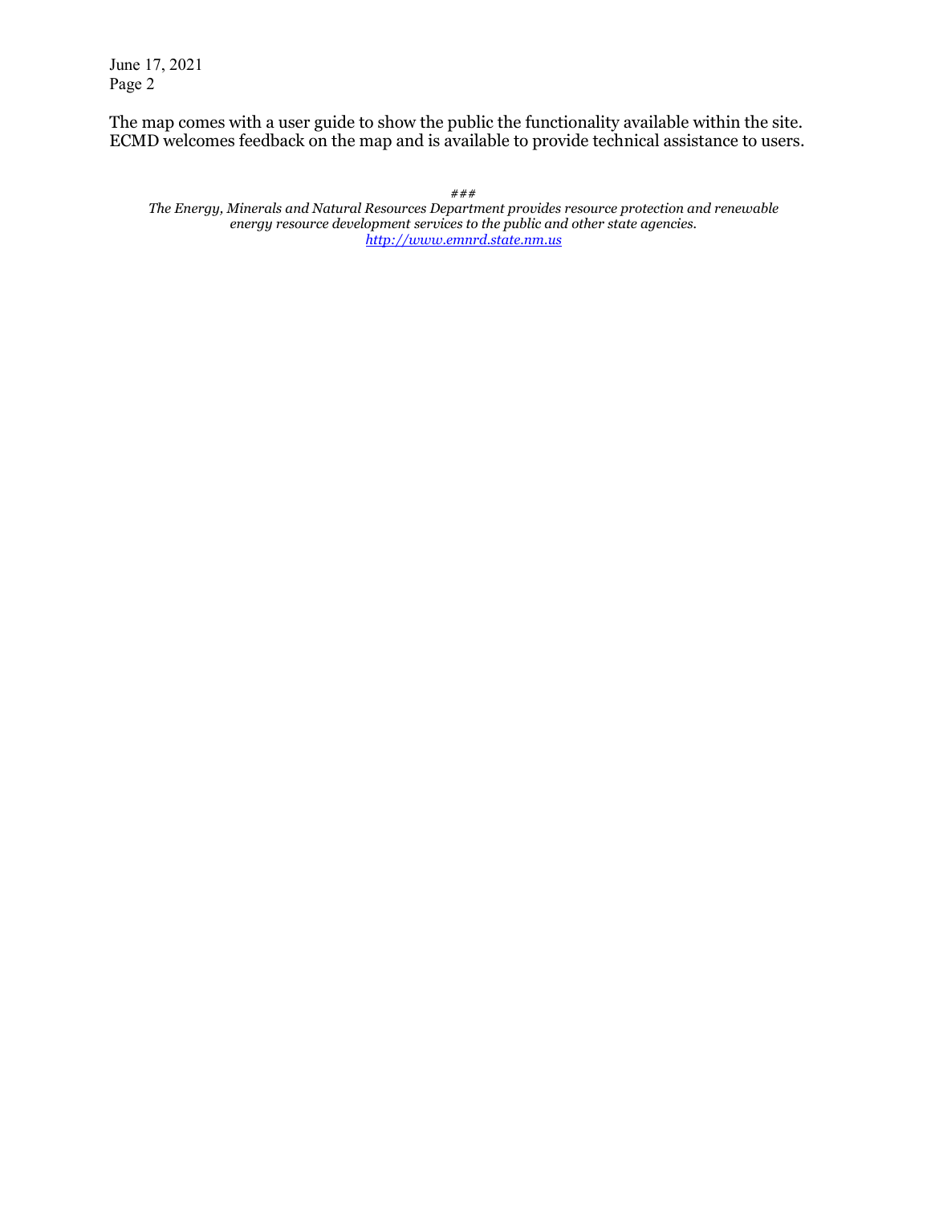The map comes with a user guide to show the public the functionality available within the site. ECMD welcomes feedback on the map and is available to provide technical assistance to users.

###

*The Energy, Minerals and Natural Resources Department provides resource protection and renewable energy resource development services to the public and other state agencies.*

*[http://www.emnrd.state.nm.us](http://www.emnrd.state.nm.us)*